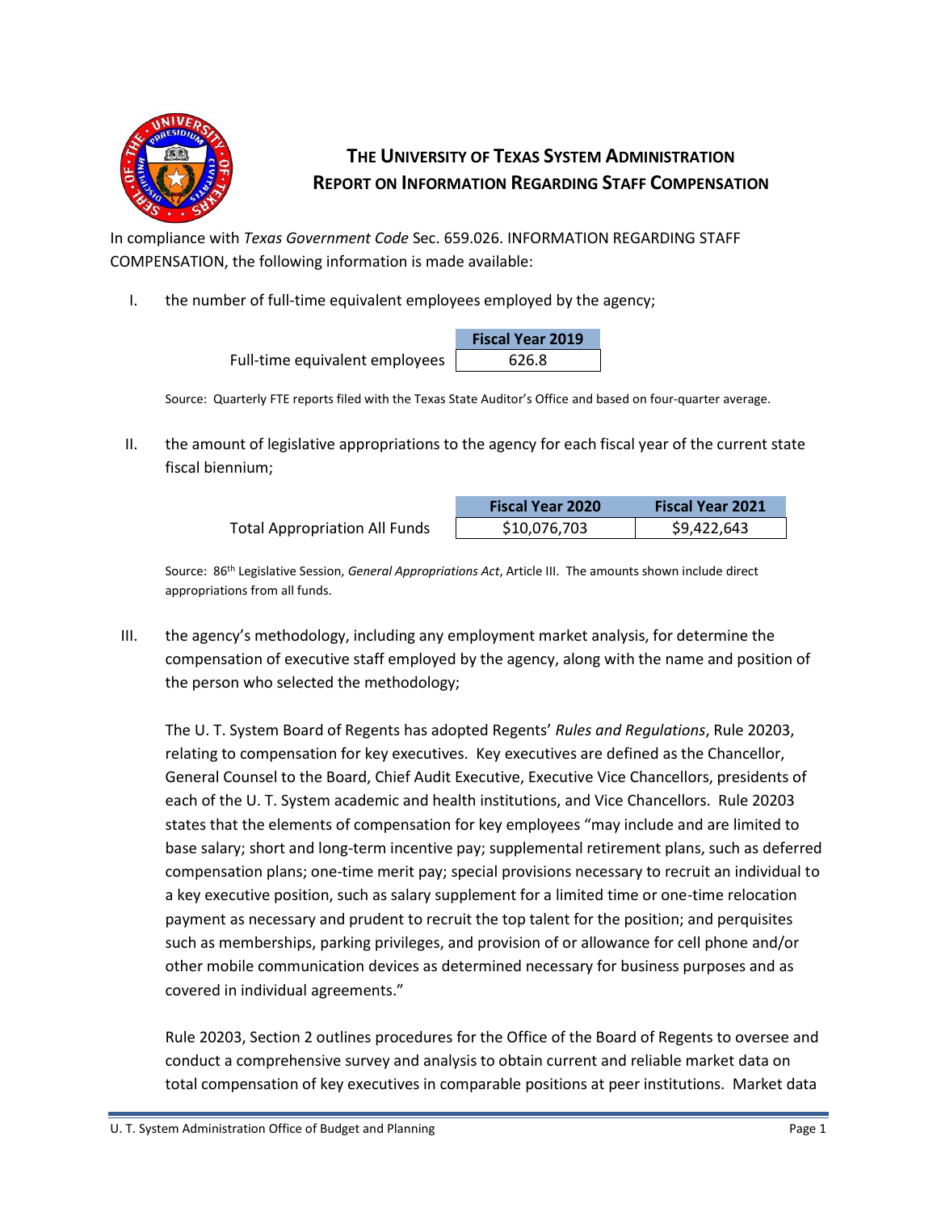# THE UNIVERSITY OF TEXAS SYSTEM ADMINISTRATION
# REPORT ON INFORMATION REGARDING STAFF COMPENSATION

In compliance with *Texas Government Code* Sec. 659.026. INFORMATION REGARDING STAFF COMPENSATION, the following information is made available:

I. the number of full-time equivalent employees employed by the agency;

| | Fiscal Year 2019 |
|---|---|
| Full-time equivalent employees | 626.8 |

Source: Quarterly FTE reports filed with the Texas State Auditor's Office and based on four-quarter average.

II. the amount of legislative appropriations to the agency for each fiscal year of the current state fiscal biennium;

| | Fiscal Year 2020 | Fiscal Year 2021 |
|---|---|---|
| Total Appropriation All Funds | $10,076,703 | $9,422,643 |

Source: 86th Legislative Session, *General Appropriations Act*, Article III. The amounts shown include direct appropriations from all funds.

III. the agency's methodology, including any employment market analysis, for determine the compensation of executive staff employed by the agency, along with the name and position of the person who selected the methodology;

The U. T. System Board of Regents has adopted Regents' *Rules and Regulations*, Rule 20203, relating to compensation for key executives. Key executives are defined as the Chancellor, General Counsel to the Board, Chief Audit Executive, Executive Vice Chancellors, presidents of each of the U. T. System academic and health institutions, and Vice Chancellors. Rule 20203 states that the elements of compensation for key employees "may include and are limited to base salary; short and long-term incentive pay; supplemental retirement plans, such as deferred compensation plans; one-time merit pay; special provisions necessary to recruit an individual to a key executive position, such as salary supplement for a limited time or one-time relocation payment as necessary and prudent to recruit the top talent for the position; and perquisites such as memberships, parking privileges, and provision of or allowance for cell phone and/or other mobile communication devices as determined necessary for business purposes and as covered in individual agreements."

Rule 20203, Section 2 outlines procedures for the Office of the Board of Regents to oversee and conduct a comprehensive survey and analysis to obtain current and reliable market data on total compensation of key executives in comparable positions at peer institutions. Market data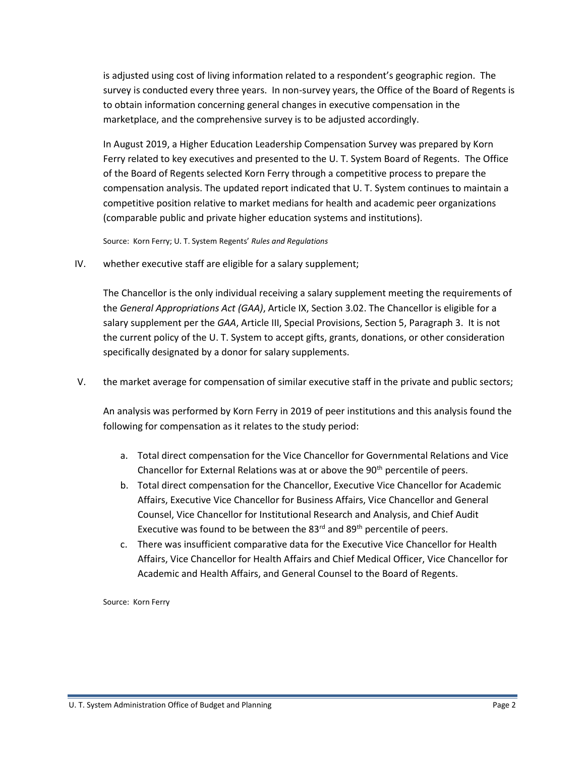is adjusted using cost of living information related to a respondent's geographic region. The survey is conducted every three years. In non-survey years, the Office of the Board of Regents is to obtain information concerning general changes in executive compensation in the marketplace, and the comprehensive survey is to be adjusted accordingly.

In August 2019, a Higher Education Leadership Compensation Survey was prepared by Korn Ferry related to key executives and presented to the U. T. System Board of Regents. The Office of the Board of Regents selected Korn Ferry through a competitive process to prepare the compensation analysis. The updated report indicated that U. T. System continues to maintain a competitive position relative to market medians for health and academic peer organizations (comparable public and private higher education systems and institutions).

Source: Korn Ferry; U. T. System Regents' *Rules and Regulations*

IV. whether executive staff are eligible for a salary supplement;

The Chancellor is the only individual receiving a salary supplement meeting the requirements of the *General Appropriations Act (GAA)*, Article IX, Section 3.02. The Chancellor is eligible for a salary supplement per the *GAA*, Article III, Special Provisions, Section 5, Paragraph 3. It is not the current policy of the U. T. System to accept gifts, grants, donations, or other consideration specifically designated by a donor for salary supplements.

V. the market average for compensation of similar executive staff in the private and public sectors;

An analysis was performed by Korn Ferry in 2019 of peer institutions and this analysis found the following for compensation as it relates to the study period:

a. Total direct compensation for the Vice Chancellor for Governmental Relations and Vice Chancellor for External Relations was at or above the 90th percentile of peers.
b. Total direct compensation for the Chancellor, Executive Vice Chancellor for Academic Affairs, Executive Vice Chancellor for Business Affairs, Vice Chancellor and General Counsel, Vice Chancellor for Institutional Research and Analysis, and Chief Audit Executive was found to be between the 83rd and 89th percentile of peers.
c. There was insufficient comparative data for the Executive Vice Chancellor for Health Affairs, Vice Chancellor for Health Affairs and Chief Medical Officer, Vice Chancellor for Academic and Health Affairs, and General Counsel to the Board of Regents.

Source: Korn Ferry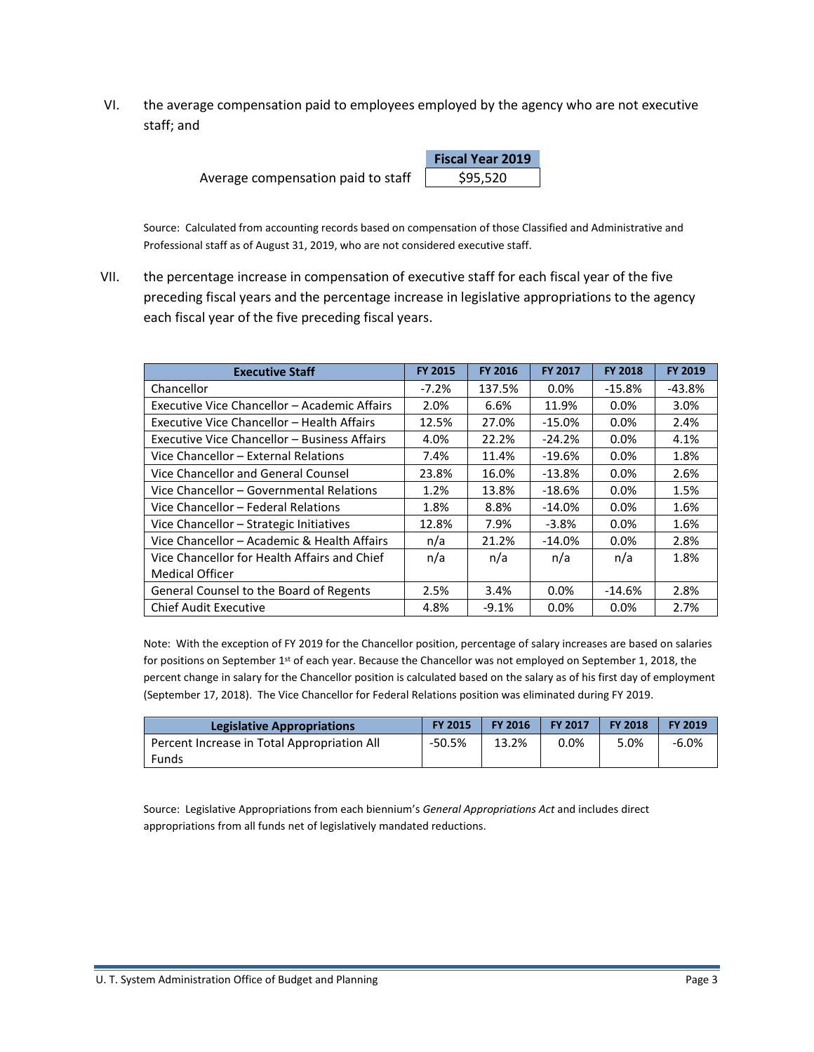VI. the average compensation paid to employees employed by the agency who are not executive staff; and

| | Fiscal Year 2019 |
|---|---|
| Average compensation paid to staff | $95,520 |

Source: Calculated from accounting records based on compensation of those Classified and Administrative and Professional staff as of August 31, 2019, who are not considered executive staff.

VII. the percentage increase in compensation of executive staff for each fiscal year of the five preceding fiscal years and the percentage increase in legislative appropriations to the agency each fiscal year of the five preceding fiscal years.

| Executive Staff | FY 2015 | FY 2016 | FY 2017 | FY 2018 | FY 2019 |
|---|---|---|---|---|---|
| Chancellor | -7.2% | 137.5% | 0.0% | -15.8% | -43.8% |
| Executive Vice Chancellor – Academic Affairs | 2.0% | 6.6% | 11.9% | 0.0% | 3.0% |
| Executive Vice Chancellor – Health Affairs | 12.5% | 27.0% | -15.0% | 0.0% | 2.4% |
| Executive Vice Chancellor – Business Affairs | 4.0% | 22.2% | -24.2% | 0.0% | 4.1% |
| Vice Chancellor – External Relations | 7.4% | 11.4% | -19.6% | 0.0% | 1.8% |
| Vice Chancellor and General Counsel | 23.8% | 16.0% | -13.8% | 0.0% | 2.6% |
| Vice Chancellor – Governmental Relations | 1.2% | 13.8% | -18.6% | 0.0% | 1.5% |
| Vice Chancellor – Federal Relations | 1.8% | 8.8% | -14.0% | 0.0% | 1.6% |
| Vice Chancellor – Strategic Initiatives | 12.8% | 7.9% | -3.8% | 0.0% | 1.6% |
| Vice Chancellor – Academic & Health Affairs | n/a | 21.2% | -14.0% | 0.0% | 2.8% |
| Vice Chancellor for Health Affairs and Chief Medical Officer | n/a | n/a | n/a | n/a | 1.8% |
| General Counsel to the Board of Regents | 2.5% | 3.4% | 0.0% | -14.6% | 2.8% |
| Chief Audit Executive | 4.8% | -9.1% | 0.0% | 0.0% | 2.7% |

Note: With the exception of FY 2019 for the Chancellor position, percentage of salary increases are based on salaries for positions on September 1st of each year. Because the Chancellor was not employed on September 1, 2018, the percent change in salary for the Chancellor position is calculated based on the salary as of his first day of employment (September 17, 2018). The Vice Chancellor for Federal Relations position was eliminated during FY 2019.

| Legislative Appropriations | FY 2015 | FY 2016 | FY 2017 | FY 2018 | FY 2019 |
|---|---|---|---|---|---|
| Percent Increase in Total Appropriation All Funds | -50.5% | 13.2% | 0.0% | 5.0% | -6.0% |

Source: Legislative Appropriations from each biennium's *General Appropriations Act* and includes direct appropriations from all funds net of legislatively mandated reductions.